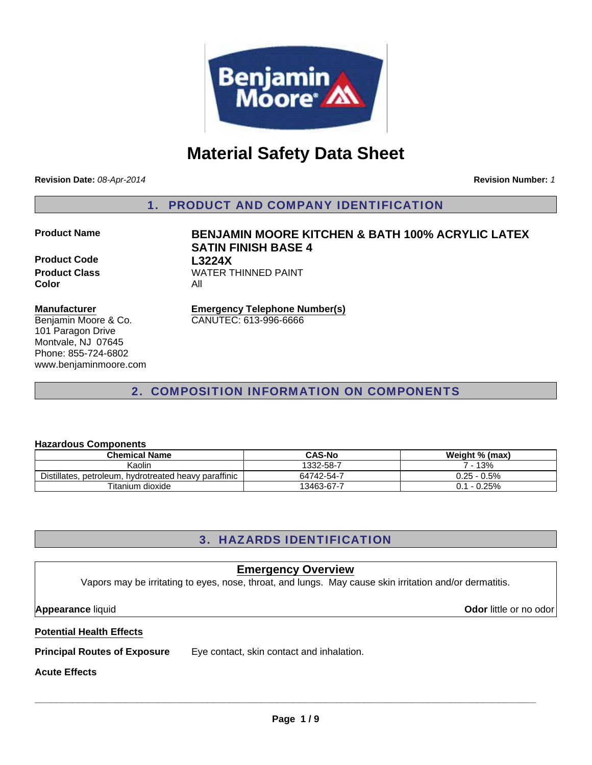# Material Safety Data Sheet

**Revision Date:** *08-Apr-2014* **Revision Number:** *1*

## 1. PRODUCT AND COMPANY IDENTIFICATION

**Product Name** **BENJAMIN MOORE KITCHEN & BATH 100% ACRYLIC LATEX SATIN FINISH BASE 4**

**Product Code** **L3224X**

**Product Class** WATER THINNED PAINT

**Color** All

**Manufacturer**
Benjamin Moore & Co.
101 Paragon Drive
Montvale, NJ 07645
Phone: 855-724-6802
www.benjaminmoore.com

**Emergency Telephone Number(s)**
CANUTEC: 613-996-6666

## 2. COMPOSITION INFORMATION ON COMPONENTS

**Hazardous Components**

| Chemical Name | CAS-No | Weight % (max) |
|---|---|---|
| Kaolin | 1332-58-7 | 7 - 13% |
| Distillates, petroleum, hydrotreated heavy paraffinic | 64742-54-7 | 0.25 - 0.5% |
| Titanium dioxide | 13463-67-7 | 0.1 - 0.25% |

## 3. HAZARDS IDENTIFICATION

**Emergency Overview**

Vapors may be irritating to eyes, nose, throat, and lungs. May cause skin irritation and/or dermatitis.

**Appearance** liquid **Odor** little or no odor

**Potential Health Effects**

**Principal Routes of Exposure** Eye contact, skin contact and inhalation.

**Acute Effects**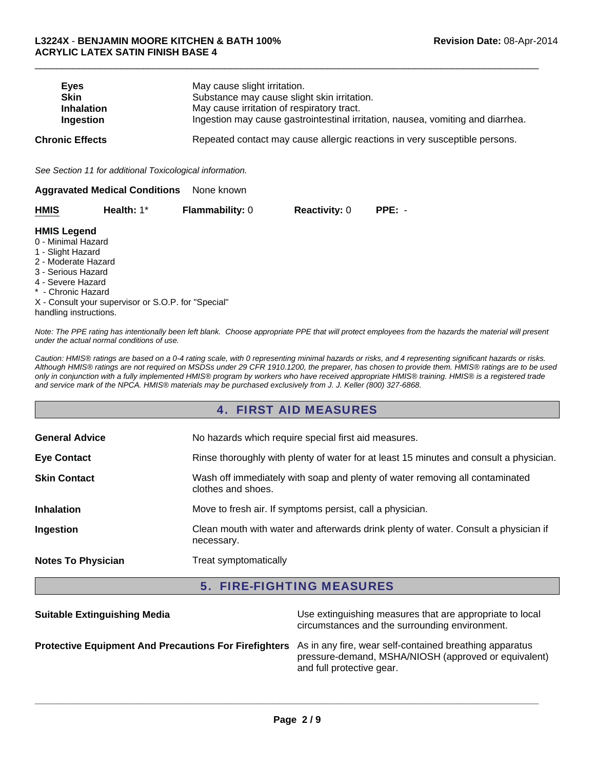| | |
|---|---|
| **Eyes** | May cause slight irritation. |
| **Skin** | Substance may cause slight skin irritation. |
| **Inhalation** | May cause irritation of respiratory tract. |
| **Ingestion** | Ingestion may cause gastrointestinal irritation, nausea, vomiting and diarrhea. |

**Chronic Effects** Repeated contact may cause allergic reactions in very susceptible persons.

*See Section 11 for additional Toxicological information.*

**Aggravated Medical Conditions** None known

| **HMIS** | **Health:** 1* | **Flammability:** 0 | **Reactivity:** 0 | **PPE:** - |
|---|---|---|---|---|

**HMIS Legend**
0 - Minimal Hazard
1 - Slight Hazard
2 - Moderate Hazard
3 - Serious Hazard
4 - Severe Hazard
* - Chronic Hazard
X - Consult your supervisor or S.O.P. for "Special" handling instructions.

*Note: The PPE rating has intentionally been left blank. Choose appropriate PPE that will protect employees from the hazards the material will present under the actual normal conditions of use.*

*Caution: HMIS® ratings are based on a 0-4 rating scale, with 0 representing minimal hazards or risks, and 4 representing significant hazards or risks. Although HMIS® ratings are not required on MSDSs under 29 CFR 1910.1200, the preparer, has chosen to provide them. HMIS® ratings are to be used only in conjunction with a fully implemented HMIS® program by workers who have received appropriate HMIS® training. HMIS® is a registered trade and service mark of the NPCA. HMIS® materials may be purchased exclusively from J. J. Keller (800) 327-6868.*

## 4. FIRST AID MEASURES

| | |
|---|---|
| **General Advice** | No hazards which require special first aid measures. |
| **Eye Contact** | Rinse thoroughly with plenty of water for at least 15 minutes and consult a physician. |
| **Skin Contact** | Wash off immediately with soap and plenty of water removing all contaminated clothes and shoes. |
| **Inhalation** | Move to fresh air. If symptoms persist, call a physician. |
| **Ingestion** | Clean mouth with water and afterwards drink plenty of water. Consult a physician if necessary. |
| **Notes To Physician** | Treat symptomatically |

## 5. FIRE-FIGHTING MEASURES

| | |
|---|---|
| **Suitable Extinguishing Media** | Use extinguishing measures that are appropriate to local circumstances and the surrounding environment. |
| **Protective Equipment And Precautions For Firefighters** | As in any fire, wear self-contained breathing apparatus pressure-demand, MSHA/NIOSH (approved or equivalent) and full protective gear. |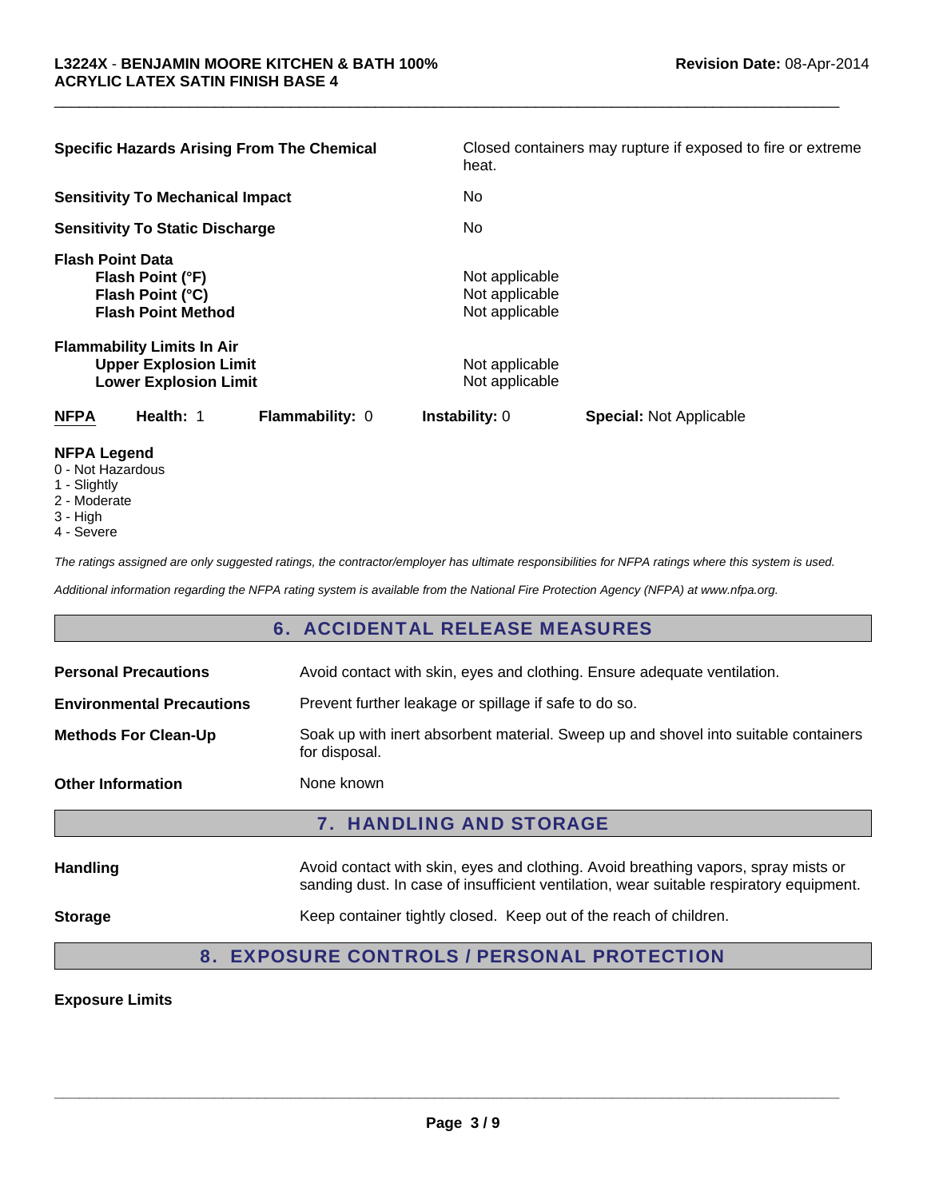| | |
|---|---|
| **Specific Hazards Arising From The Chemical** | Closed containers may rupture if exposed to fire or extreme heat. |
| **Sensitivity To Mechanical Impact** | No |
| **Sensitivity To Static Discharge** | No |
| **Flash Point Data** | |
| **Flash Point (°F)** | Not applicable |
| **Flash Point (°C)** | Not applicable |
| **Flash Point Method** | Not applicable |
| **Flammability Limits In Air** | |
| **Upper Explosion Limit** | Not applicable |
| **Lower Explosion Limit** | Not applicable |

| | | | | |
|---|---|---|---|---|
| **NFPA** | **Health:** 1 | **Flammability:** 0 | **Instability:** 0 | **Special:** Not Applicable |

**NFPA Legend**
0 - Not Hazardous
1 - Slightly
2 - Moderate
3 - High
4 - Severe

*The ratings assigned are only suggested ratings, the contractor/employer has ultimate responsibilities for NFPA ratings where this system is used.*

*Additional information regarding the NFPA rating system is available from the National Fire Protection Agency (NFPA) at www.nfpa.org.*

## 6. ACCIDENTAL RELEASE MEASURES

| | |
|---|---|
| **Personal Precautions** | Avoid contact with skin, eyes and clothing. Ensure adequate ventilation. |
| **Environmental Precautions** | Prevent further leakage or spillage if safe to do so. |
| **Methods For Clean-Up** | Soak up with inert absorbent material. Sweep up and shovel into suitable containers for disposal. |
| **Other Information** | None known |

## 7. HANDLING AND STORAGE

| | |
|---|---|
| **Handling** | Avoid contact with skin, eyes and clothing. Avoid breathing vapors, spray mists or sanding dust. In case of insufficient ventilation, wear suitable respiratory equipment. |
| **Storage** | Keep container tightly closed. Keep out of the reach of children. |

## 8. EXPOSURE CONTROLS / PERSONAL PROTECTION

**Exposure Limits**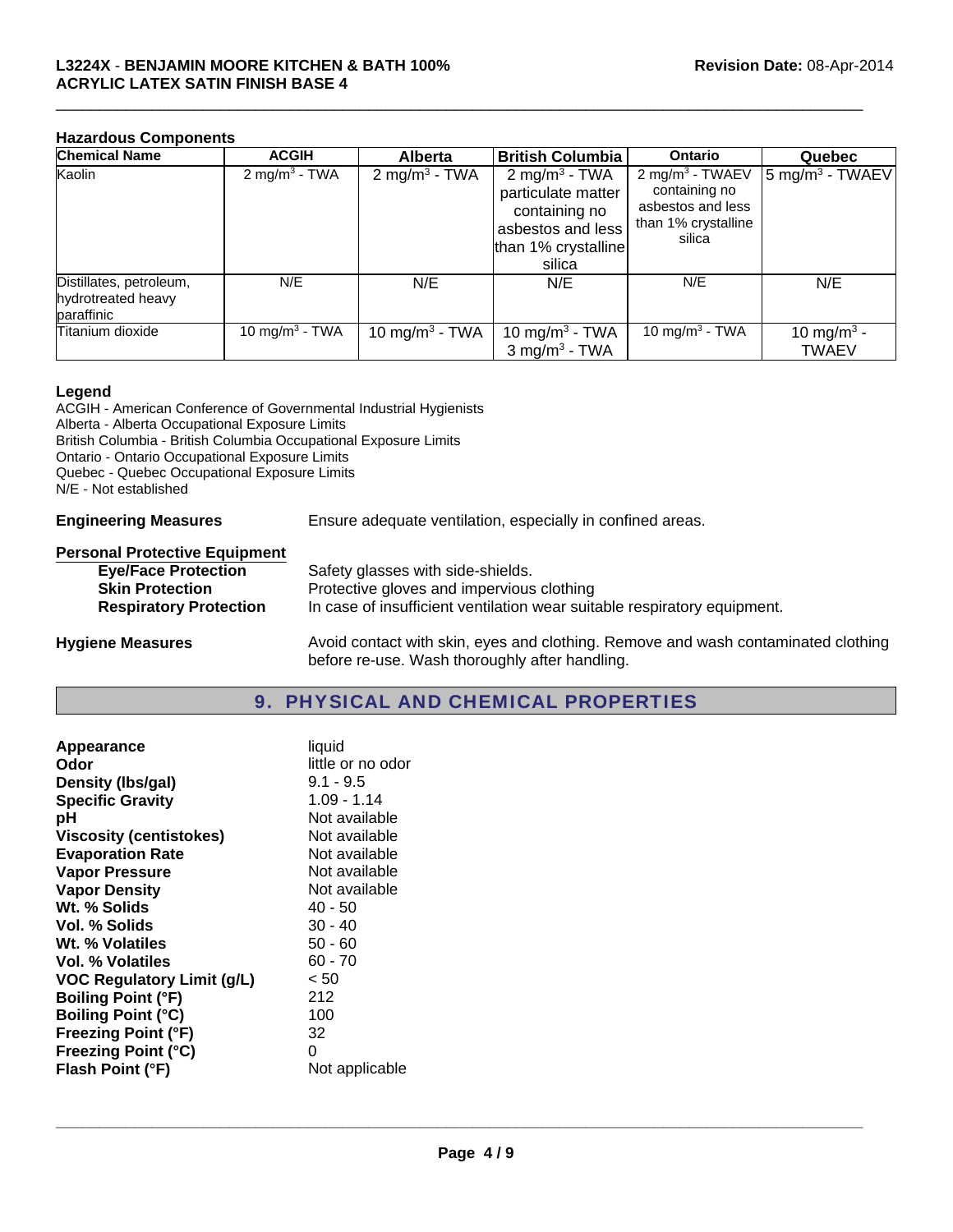### Hazardous Components

| Chemical Name | ACGIH | Alberta | British Columbia | Ontario | Quebec |
|---|---|---|---|---|---|
| Kaolin | 2 $mg/m^3$ - TWA | 2 $mg/m^3$ - TWA | 2 $mg/m^3$ - TWA particulate matter containing no asbestos and less than 1% crystalline silica | 2 $mg/m^3$ - TWAEV containing no asbestos and less than 1% crystalline silica | 5 $mg/m^3$ - TWAEV |
| Distillates, petroleum, hydrotreated heavy paraffinic | N/E | N/E | N/E | N/E | N/E |
| Titanium dioxide | 10 $mg/m^3$ - TWA | 10 $mg/m^3$ - TWA | 10 $mg/m^3$ - TWA 3 $mg/m^3$ - TWA | 10 $mg/m^3$ - TWA | 10 $mg/m^3$ - TWAEV |

**Legend**
ACGIH - American Conference of Governmental Industrial Hygienists
Alberta - Alberta Occupational Exposure Limits
British Columbia - British Columbia Occupational Exposure Limits
Ontario - Ontario Occupational Exposure Limits
Quebec - Quebec Occupational Exposure Limits
N/E - Not established

**Engineering Measures** Ensure adequate ventilation, especially in confined areas.

**Personal Protective Equipment**

**Eye/Face Protection** Safety glasses with side-shields.
**Skin Protection** Protective gloves and impervious clothing
**Respiratory Protection** In case of insufficient ventilation wear suitable respiratory equipment.

**Hygiene Measures** Avoid contact with skin, eyes and clothing. Remove and wash contaminated clothing before re-use. Wash thoroughly after handling.

## 9. PHYSICAL AND CHEMICAL PROPERTIES

| | |
|---|---|
| **Appearance** | liquid |
| **Odor** | little or no odor |
| **Density (lbs/gal)** | 9.1 - 9.5 |
| **Specific Gravity** | 1.09 - 1.14 |
| **pH** | Not available |
| **Viscosity (centistokes)** | Not available |
| **Evaporation Rate** | Not available |
| **Vapor Pressure** | Not available |
| **Vapor Density** | Not available |
| **Wt. % Solids** | 40 - 50 |
| **Vol. % Solids** | 30 - 40 |
| **Wt. % Volatiles** | 50 - 60 |
| **Vol. % Volatiles** | 60 - 70 |
| **VOC Regulatory Limit (g/L)** | < 50 |
| **Boiling Point (°F)** | 212 |
| **Boiling Point (°C)** | 100 |
| **Freezing Point (°F)** | 32 |
| **Freezing Point (°C)** | 0 |
| **Flash Point (°F)** | Not applicable |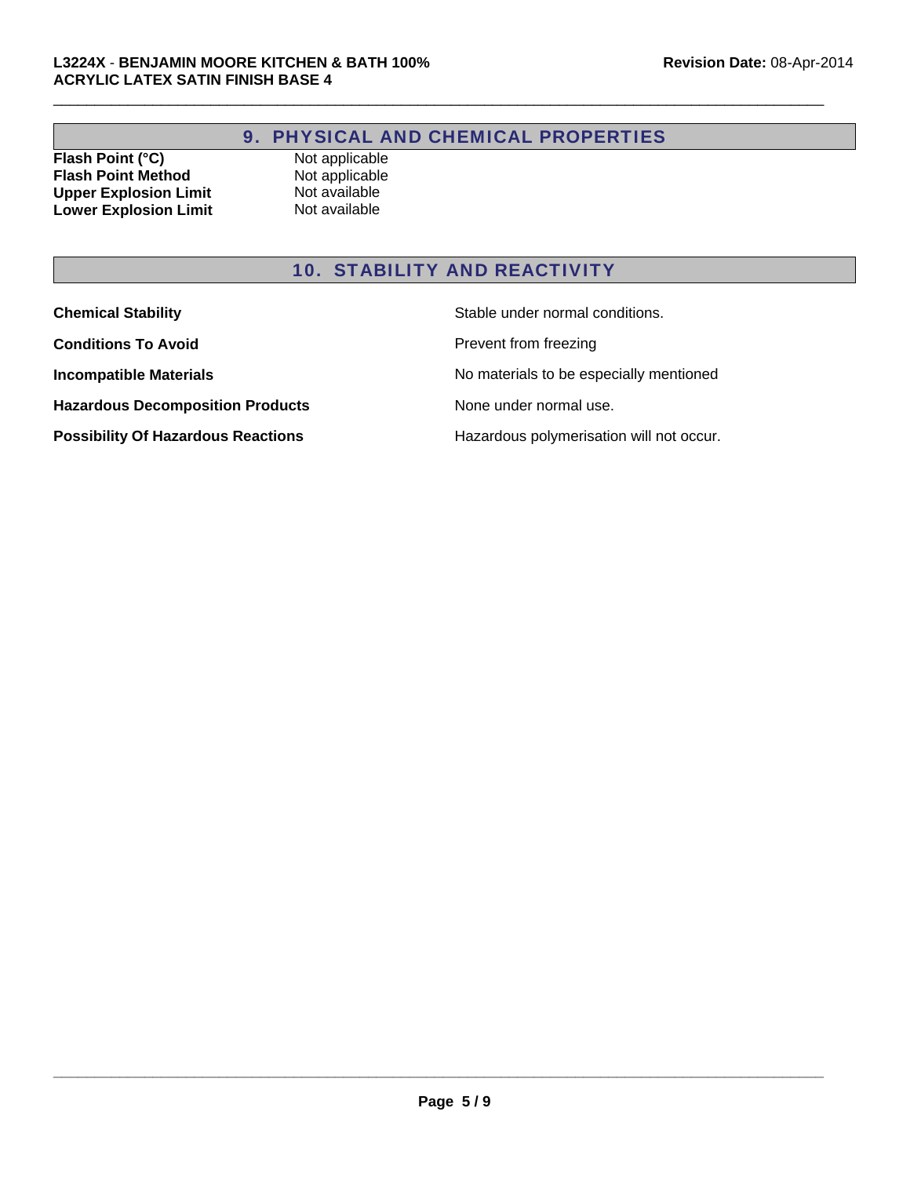## 9. PHYSICAL AND CHEMICAL PROPERTIES

| | |
|---|---|
| **Flash Point (°C)** | Not applicable |
| **Flash Point Method** | Not applicable |
| **Upper Explosion Limit** | Not available |
| **Lower Explosion Limit** | Not available |

## 10. STABILITY AND REACTIVITY

| | |
|---|---|
| **Chemical Stability** | Stable under normal conditions. |
| **Conditions To Avoid** | Prevent from freezing |
| **Incompatible Materials** | No materials to be especially mentioned |
| **Hazardous Decomposition Products** | None under normal use. |
| **Possibility Of Hazardous Reactions** | Hazardous polymerisation will not occur. |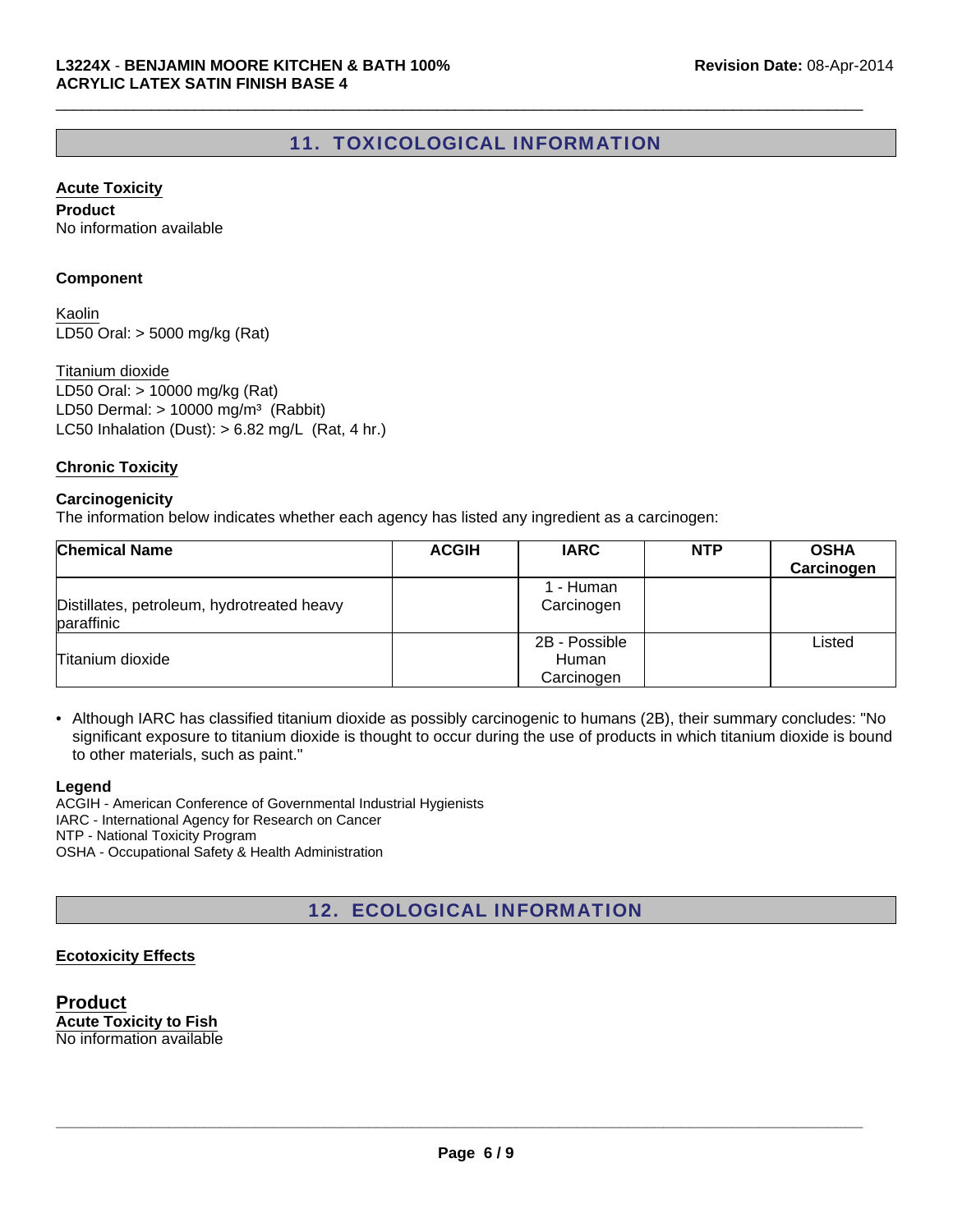## 11. TOXICOLOGICAL INFORMATION

**Acute Toxicity**

**Product**
No information available

**Component**

Kaolin
LD50 Oral: > 5000 mg/kg (Rat)

Titanium dioxide
LD50 Oral: > 10000 mg/kg (Rat)
LD50 Dermal: > 10000 mg/m³ (Rabbit)
LC50 Inhalation (Dust): > 6.82 mg/L (Rat, 4 hr.)

**Chronic Toxicity**

**Carcinogenicity**
The information below indicates whether each agency has listed any ingredient as a carcinogen:

| Chemical Name | ACGIH | IARC | NTP | OSHA Carcinogen |
|---|---|---|---|---|
| Distillates, petroleum, hydrotreated heavy paraffinic | | 1 - Human Carcinogen | | |
| Titanium dioxide | | 2B - Possible Human Carcinogen | | Listed |

- Although IARC has classified titanium dioxide as possibly carcinogenic to humans (2B), their summary concludes: "No significant exposure to titanium dioxide is thought to occur during the use of products in which titanium dioxide is bound to other materials, such as paint."

**Legend**
ACGIH - American Conference of Governmental Industrial Hygienists
IARC - International Agency for Research on Cancer
NTP - National Toxicity Program
OSHA - Occupational Safety & Health Administration

## 12. ECOLOGICAL INFORMATION

**Ecotoxicity Effects**

**Product**
**Acute Toxicity to Fish**
No information available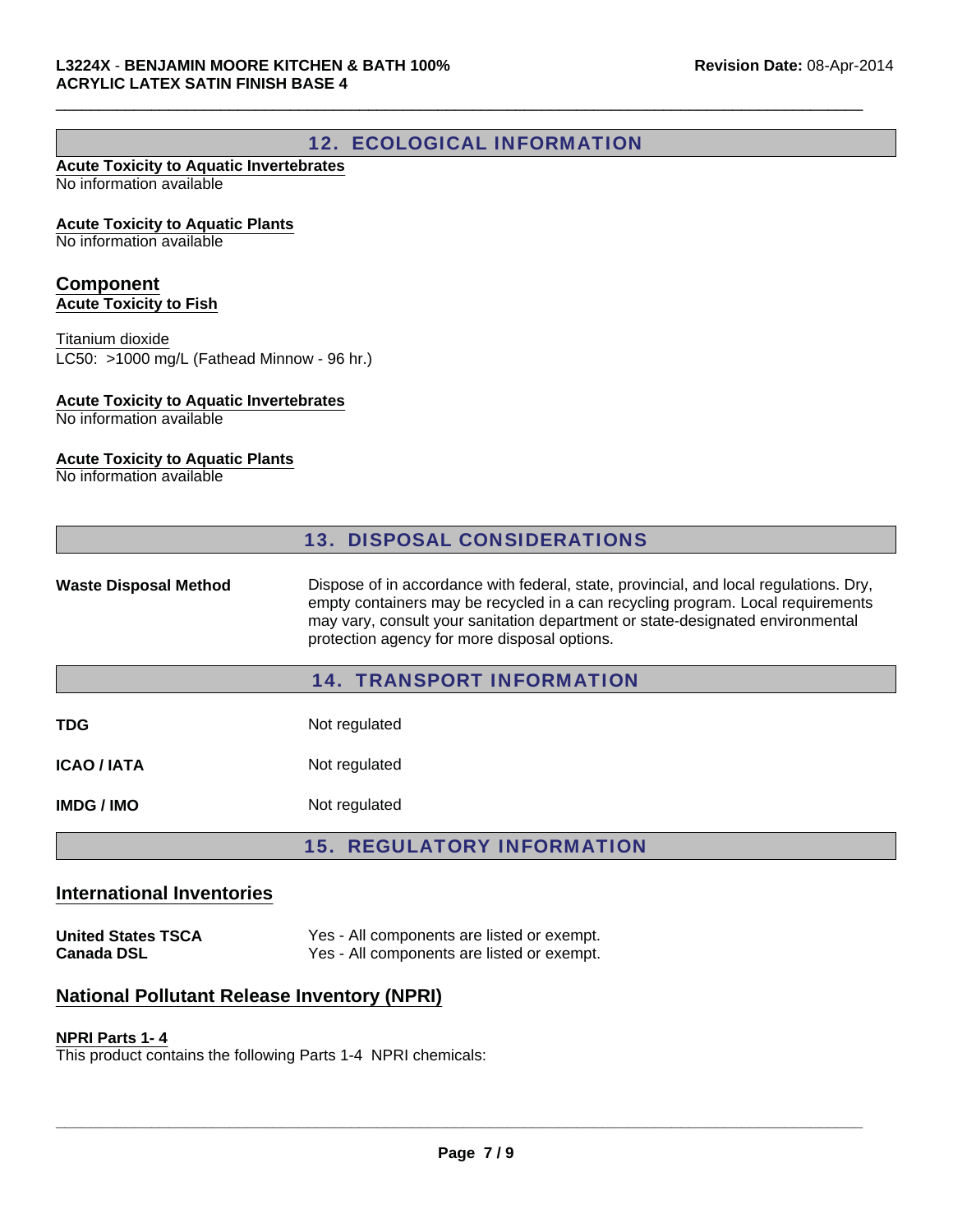## 12. ECOLOGICAL INFORMATION

**Acute Toxicity to Aquatic Invertebrates**
No information available

**Acute Toxicity to Aquatic Plants**
No information available

### Component

**Acute Toxicity to Fish**

Titanium dioxide
LC50: >1000 mg/L (Fathead Minnow - 96 hr.)

**Acute Toxicity to Aquatic Invertebrates**
No information available

**Acute Toxicity to Aquatic Plants**
No information available

## 13. DISPOSAL CONSIDERATIONS

| | |
|---|---|
| **Waste Disposal Method** | Dispose of in accordance with federal, state, provincial, and local regulations. Dry, empty containers may be recycled in a can recycling program. Local requirements may vary, consult your sanitation department or state-designated environmental protection agency for more disposal options. |

## 14. TRANSPORT INFORMATION

| | |
|---|---|
| **TDG** | Not regulated |
| **ICAO / IATA** | Not regulated |
| **IMDG / IMO** | Not regulated |

## 15. REGULATORY INFORMATION

### International Inventories

| | |
|---|---|
| **United States TSCA** | Yes - All components are listed or exempt. |
| **Canada DSL** | Yes - All components are listed or exempt. |

### National Pollutant Release Inventory (NPRI)

**NPRI Parts 1- 4**
This product contains the following Parts 1-4 NPRI chemicals: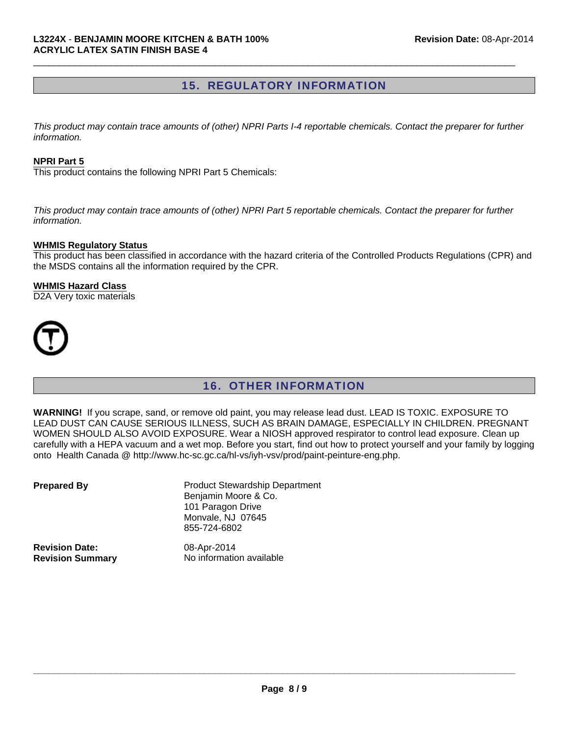## 15. REGULATORY INFORMATION

*This product may contain trace amounts of (other) NPRI Parts I-4 reportable chemicals. Contact the preparer for further information.*

**NPRI Part 5**

This product contains the following NPRI Part 5 Chemicals:

*This product may contain trace amounts of (other) NPRI Part 5 reportable chemicals. Contact the preparer for further information.*

**WHMIS Regulatory Status**

This product has been classified in accordance with the hazard criteria of the Controlled Products Regulations (CPR) and the MSDS contains all the information required by the CPR.

**WHMIS Hazard Class**

D2A Very toxic materials

## 16. OTHER INFORMATION

**WARNING!** If you scrape, sand, or remove old paint, you may release lead dust. LEAD IS TOXIC. EXPOSURE TO LEAD DUST CAN CAUSE SERIOUS ILLNESS, SUCH AS BRAIN DAMAGE, ESPECIALLY IN CHILDREN. PREGNANT WOMEN SHOULD ALSO AVOID EXPOSURE. Wear a NIOSH approved respirator to control lead exposure. Clean up carefully with a HEPA vacuum and a wet mop. Before you start, find out how to protect yourself and your family by logging onto Health Canada @ http://www.hc-sc.gc.ca/hl-vs/iyh-vsv/prod/paint-peinture-eng.php.

**Prepared By**

Product Stewardship Department
Benjamin Moore & Co.
101 Paragon Drive
Monvale, NJ 07645
855-724-6802

**Revision Date:** 08-Apr-2014

**Revision Summary** No information available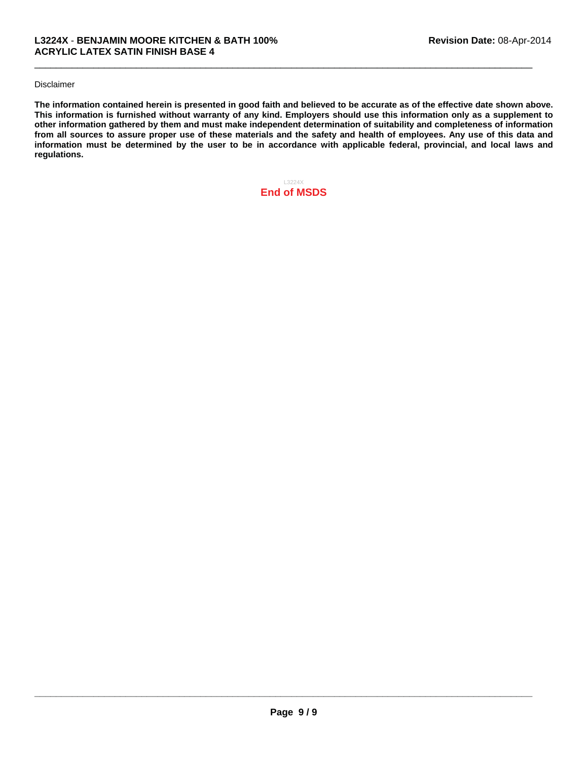Disclaimer

**The information contained herein is presented in good faith and believed to be accurate as of the effective date shown above. This information is furnished without warranty of any kind. Employers should use this information only as a supplement to other information gathered by them and must make independent determination of suitability and completeness of information from all sources to assure proper use of these materials and the safety and health of employees. Any use of this data and information must be determined by the user to be in accordance with applicable federal, provincial, and local laws and regulations.**

L3224X

**End of MSDS**